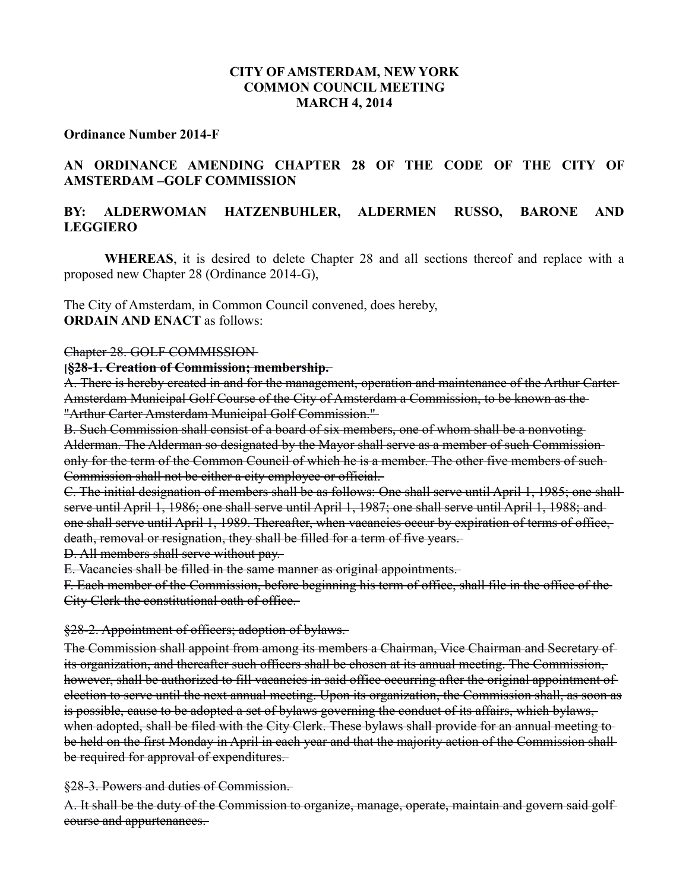**CITY OF AMSTERDAM, NEW YORK**
**COMMON COUNCIL MEETING**
**MARCH 4, 2014**

**Ordinance Number 2014-F**

**AN ORDINANCE AMENDING CHAPTER 28 OF THE CODE OF THE CITY OF AMSTERDAM –GOLF COMMISSION**

**BY: ALDERWOMAN HATZENBUHLER, ALDERMEN RUSSO, BARONE AND LEGGIERO**

**WHEREAS**, it is desired to delete Chapter 28 and all sections thereof and replace with a proposed new Chapter 28 (Ordinance 2014-G),

The City of Amsterdam, in Common Council convened, does hereby,
**ORDAIN AND ENACT** as follows:

~~Chapter 28. GOLF COMMISSION~~

[**~~§28-1. Creation of Commission; membership.~~**

~~A. There is hereby created in and for the management, operation and maintenance of the Arthur Carter Amsterdam Municipal Golf Course of the City of Amsterdam a Commission, to be known as the "Arthur Carter Amsterdam Municipal Golf Commission."~~

~~B. Such Commission shall consist of a board of six members, one of whom shall be a nonvoting Alderman. The Alderman so designated by the Mayor shall serve as a member of such Commission only for the term of the Common Council of which he is a member. The other five members of such Commission shall not be either a city employee or official.~~

~~C. The initial designation of members shall be as follows: One shall serve until April 1, 1985; one shall serve until April 1, 1986; one shall serve until April 1, 1987; one shall serve until April 1, 1988; and one shall serve until April 1, 1989. Thereafter, when vacancies occur by expiration of terms of office, death, removal or resignation, they shall be filled for a term of five years.~~

~~D. All members shall serve without pay.~~

~~E. Vacancies shall be filled in the same manner as original appointments.~~

~~F. Each member of the Commission, before beginning his term of office, shall file in the office of the City Clerk the constitutional oath of office.~~

~~§28-2. Appointment of officers; adoption of bylaws.~~

~~The Commission shall appoint from among its members a Chairman, Vice Chairman and Secretary of its organization, and thereafter such officers shall be chosen at its annual meeting. The Commission, however, shall be authorized to fill vacancies in said office occurring after the original appointment of election to serve until the next annual meeting. Upon its organization, the Commission shall, as soon as is possible, cause to be adopted a set of bylaws governing the conduct of its affairs, which bylaws, when adopted, shall be filed with the City Clerk. These bylaws shall provide for an annual meeting to be held on the first Monday in April in each year and that the majority action of the Commission shall be required for approval of expenditures.~~

~~§28-3. Powers and duties of Commission.~~

~~A. It shall be the duty of the Commission to organize, manage, operate, maintain and govern said golf course and appurtenances.~~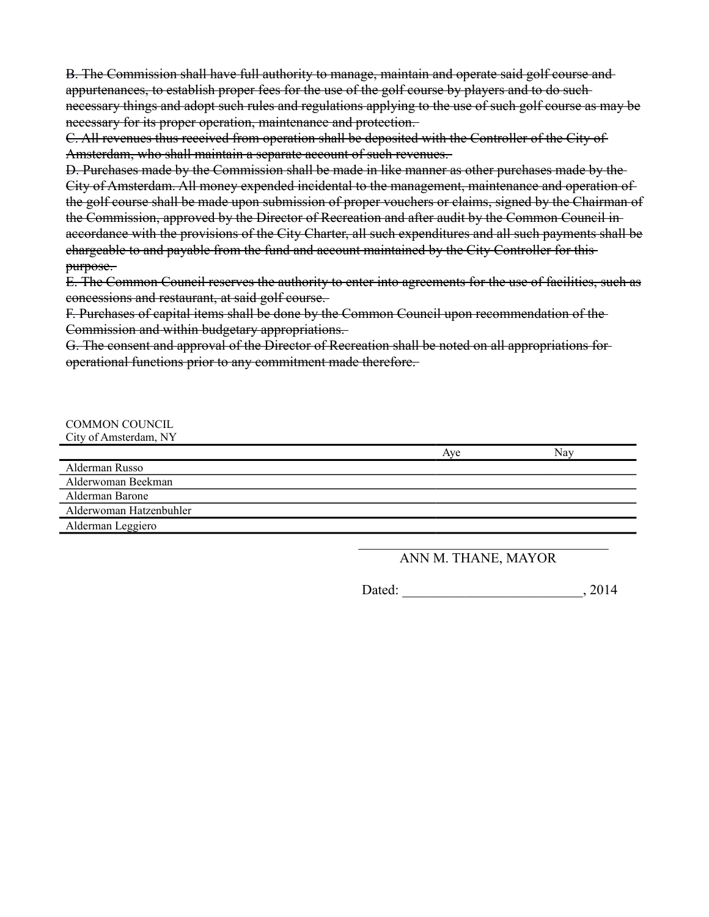~~B. The Commission shall have full authority to manage, maintain and operate said golf course and appurtenances, to establish proper fees for the use of the golf course by players and to do such necessary things and adopt such rules and regulations applying to the use of such golf course as may be necessary for its proper operation, maintenance and protection.~~
~~C. All revenues thus received from operation shall be deposited with the Controller of the City of Amsterdam, who shall maintain a separate account of such revenues.~~
~~D. Purchases made by the Commission shall be made in like manner as other purchases made by the City of Amsterdam. All money expended incidental to the management, maintenance and operation of the golf course shall be made upon submission of proper vouchers or claims, signed by the Chairman of the Commission, approved by the Director of Recreation and after audit by the Common Council in accordance with the provisions of the City Charter, all such expenditures and all such payments shall be chargeable to and payable from the fund and account maintained by the City Controller for this purpose.~~
~~E. The Common Council reserves the authority to enter into agreements for the use of facilities, such as concessions and restaurant, at said golf course.~~
~~F. Purchases of capital items shall be done by the Common Council upon recommendation of the Commission and within budgetary appropriations.~~
~~G. The consent and approval of the Director of Recreation shall be noted on all appropriations for operational functions prior to any commitment made therefore.~~

COMMON COUNCIL
City of Amsterdam, NY

| | Aye | Nay |
|---|---|---|
| Alderman Russo | | |
| Alderwoman Beekman | | |
| Alderman Barone | | |
| Alderwoman Hatzenbuhler | | |
| Alderman Leggiero | | |

\_\_\_\_\_\_\_\_\_\_\_\_\_\_\_\_\_\_\_\_\_\_\_\_\_\_\_\_\_\_\_\_\_\_\_\_\_\_\_\_

ANN M. THANE, MAYOR

Dated: \_\_\_\_\_\_\_\_\_\_\_\_\_\_\_\_\_\_\_\_\_\_\_\_\_\_, 2014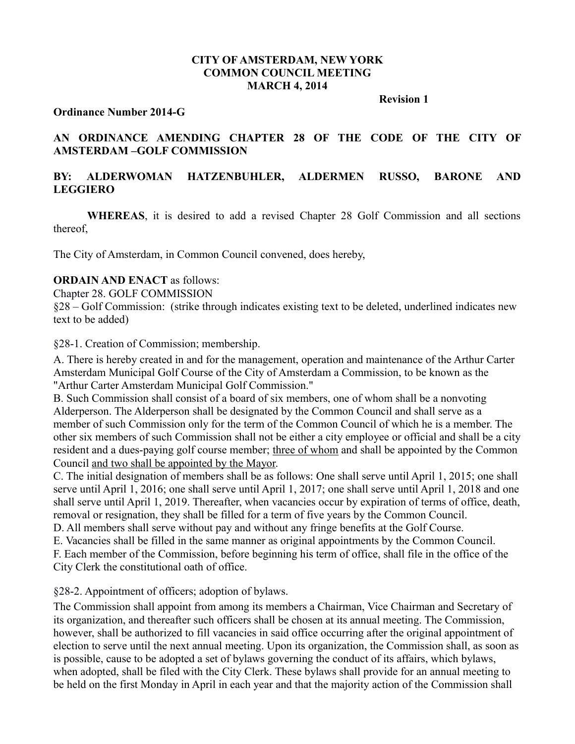**CITY OF AMSTERDAM, NEW YORK**
**COMMON COUNCIL MEETING**
**MARCH 4, 2014**

**Revision 1**

**Ordinance Number 2014-G**

**AN ORDINANCE AMENDING CHAPTER 28 OF THE CODE OF THE CITY OF AMSTERDAM –GOLF COMMISSION**

**BY: ALDERWOMAN HATZENBUHLER, ALDERMEN RUSSO, BARONE AND LEGGIERO**

**WHEREAS**, it is desired to add a revised Chapter 28 Golf Commission and all sections thereof,

The City of Amsterdam, in Common Council convened, does hereby,

**ORDAIN AND ENACT** as follows:

Chapter 28. GOLF COMMISSION

§28 – Golf Commission: (strike through indicates existing text to be deleted, underlined indicates new text to be added)

§28-1. Creation of Commission; membership.

A. There is hereby created in and for the management, operation and maintenance of the Arthur Carter Amsterdam Municipal Golf Course of the City of Amsterdam a Commission, to be known as the "Arthur Carter Amsterdam Municipal Golf Commission."

B. Such Commission shall consist of a board of six members, one of whom shall be a nonvoting Alderperson. The Alderperson shall be designated by the Common Council and shall serve as a member of such Commission only for the term of the Common Council of which he is a member. The other six members of such Commission shall not be either a city employee or official and shall be a city resident and a dues-paying golf course member; <u>three of whom</u> and shall be appointed by the Common Council <u>and two shall be appointed by the Mayor</u>.

C. The initial designation of members shall be as follows: One shall serve until April 1, 2015; one shall serve until April 1, 2016; one shall serve until April 1, 2017; one shall serve until April 1, 2018 and one shall serve until April 1, 2019. Thereafter, when vacancies occur by expiration of terms of office, death, removal or resignation, they shall be filled for a term of five years by the Common Council.

D. All members shall serve without pay and without any fringe benefits at the Golf Course.

E. Vacancies shall be filled in the same manner as original appointments by the Common Council.

F. Each member of the Commission, before beginning his term of office, shall file in the office of the City Clerk the constitutional oath of office.

§28-2. Appointment of officers; adoption of bylaws.

The Commission shall appoint from among its members a Chairman, Vice Chairman and Secretary of its organization, and thereafter such officers shall be chosen at its annual meeting. The Commission, however, shall be authorized to fill vacancies in said office occurring after the original appointment of election to serve until the next annual meeting. Upon its organization, the Commission shall, as soon as is possible, cause to be adopted a set of bylaws governing the conduct of its affairs, which bylaws, when adopted, shall be filed with the City Clerk. These bylaws shall provide for an annual meeting to be held on the first Monday in April in each year and that the majority action of the Commission shall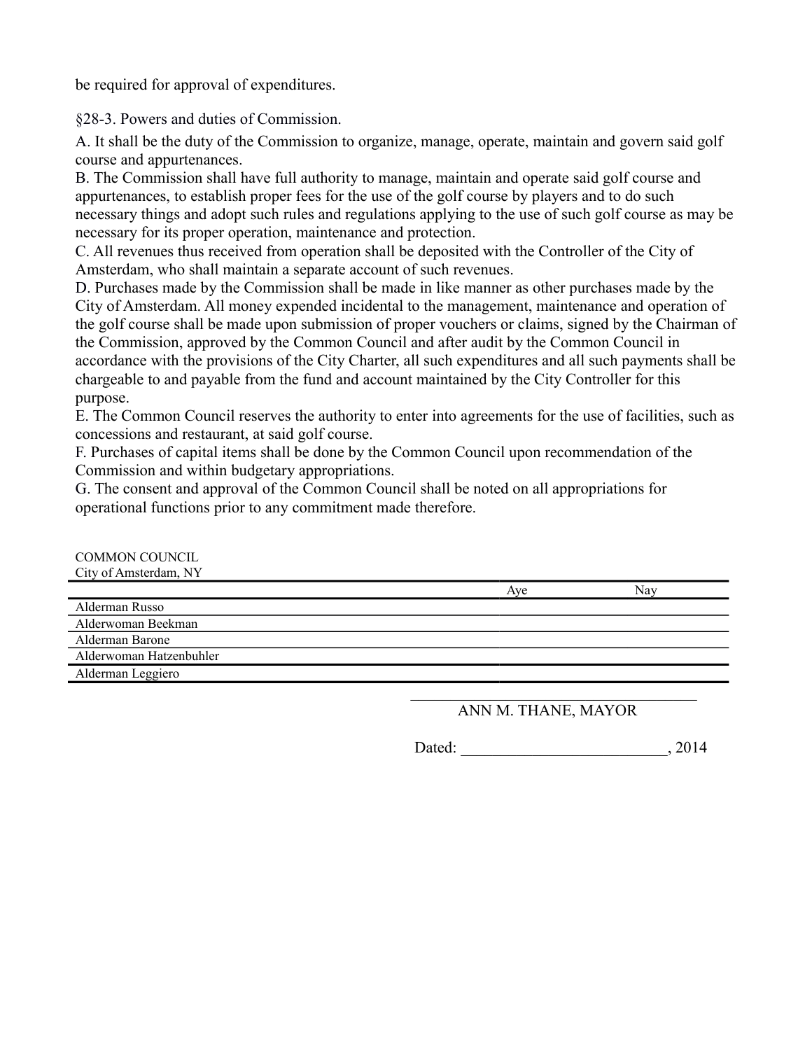be required for approval of expenditures.

§28-3. Powers and duties of Commission.

A. It shall be the duty of the Commission to organize, manage, operate, maintain and govern said golf course and appurtenances.
B. The Commission shall have full authority to manage, maintain and operate said golf course and appurtenances, to establish proper fees for the use of the golf course by players and to do such necessary things and adopt such rules and regulations applying to the use of such golf course as may be necessary for its proper operation, maintenance and protection.
C. All revenues thus received from operation shall be deposited with the Controller of the City of Amsterdam, who shall maintain a separate account of such revenues.
D. Purchases made by the Commission shall be made in like manner as other purchases made by the City of Amsterdam. All money expended incidental to the management, maintenance and operation of the golf course shall be made upon submission of proper vouchers or claims, signed by the Chairman of the Commission, approved by the Common Council and after audit by the Common Council in accordance with the provisions of the City Charter, all such expenditures and all such payments shall be chargeable to and payable from the fund and account maintained by the City Controller for this purpose.
E. The Common Council reserves the authority to enter into agreements for the use of facilities, such as concessions and restaurant, at said golf course.
F. Purchases of capital items shall be done by the Common Council upon recommendation of the Commission and within budgetary appropriations.
G. The consent and approval of the Common Council shall be noted on all appropriations for operational functions prior to any commitment made therefore.

COMMON COUNCIL
City of Amsterdam, NY

| | Aye | Nay |
|---|---|---|
| Alderman Russo | | |
| Alderwoman Beekman | | |
| Alderman Barone | | |
| Alderwoman Hatzenbuhler | | |
| Alderman Leggiero | | |

\_\_\_\_\_\_\_\_\_\_\_\_\_\_\_\_\_\_\_\_\_\_\_\_\_\_\_\_\_\_\_\_
ANN M. THANE, MAYOR

Dated: \_\_\_\_\_\_\_\_\_\_\_\_\_\_\_\_\_\_\_\_\_\_\_\_\_\_, 2014